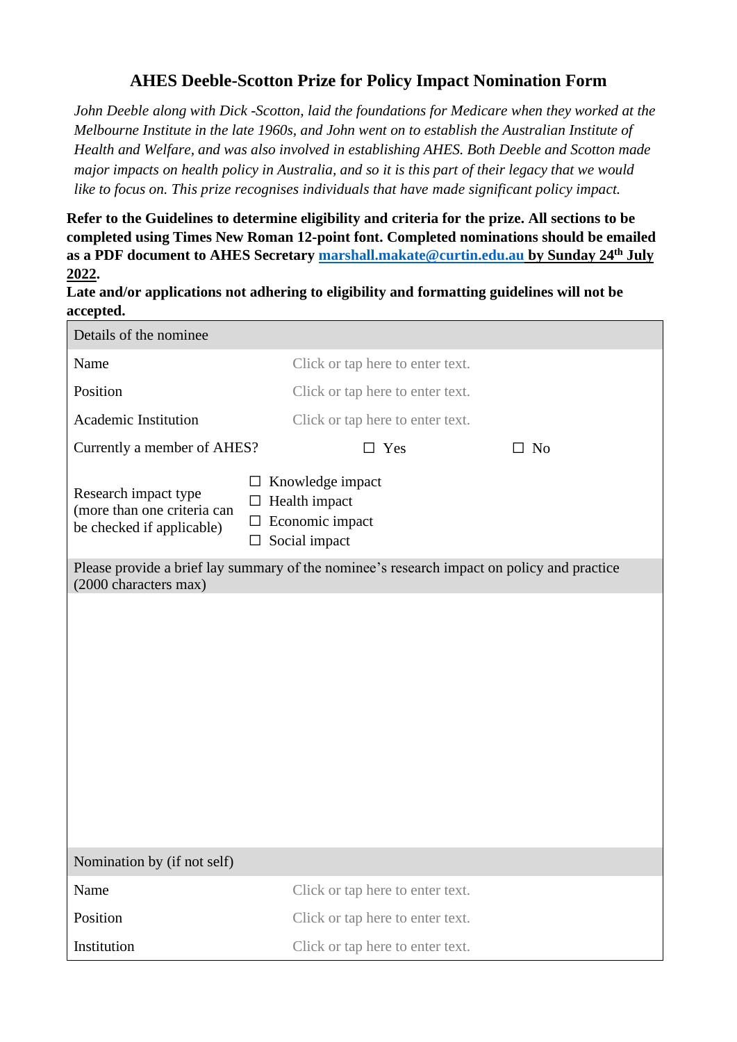# AHES Deeble-Scotton Prize for Policy Impact Nomination Form

*John Deeble along with Dick -Scotton, laid the foundations for Medicare when they worked at the Melbourne Institute in the late 1960s, and John went on to establish the Australian Institute of Health and Welfare, and was also involved in establishing AHES. Both Deeble and Scotton made major impacts on health policy in Australia, and so it is this part of their legacy that we would like to focus on. This prize recognises individuals that have made significant policy impact.*

**Refer to the Guidelines to determine eligibility and criteria for the prize. All sections to be completed using Times New Roman 12-point font. Completed nominations should be emailed as a PDF document to AHES Secretary marshall.makate@curtin.edu.au by Sunday 24th July 2022.**

**Late and/or applications not adhering to eligibility and formatting guidelines will not be accepted.**

| Details of the nominee | | |
|---|---|---|
| Name | Click or tap here to enter text. | |
| Position | Click or tap here to enter text. | |
| Academic Institution | Click or tap here to enter text. | |
| Currently a member of AHES? | ☐ Yes | ☐ No |
| Research impact type (more than one criteria can be checked if applicable) | ☐ Knowledge impact<br>☐ Health impact<br>☐ Economic impact<br>☐ Social impact | |
| Please provide a brief lay summary of the nominee's research impact on policy and practice (2000 characters max) | | |
| | | |
| Nomination by (if not self) | | |
| Name | Click or tap here to enter text. | |
| Position | Click or tap here to enter text. | |
| Institution | Click or tap here to enter text. | |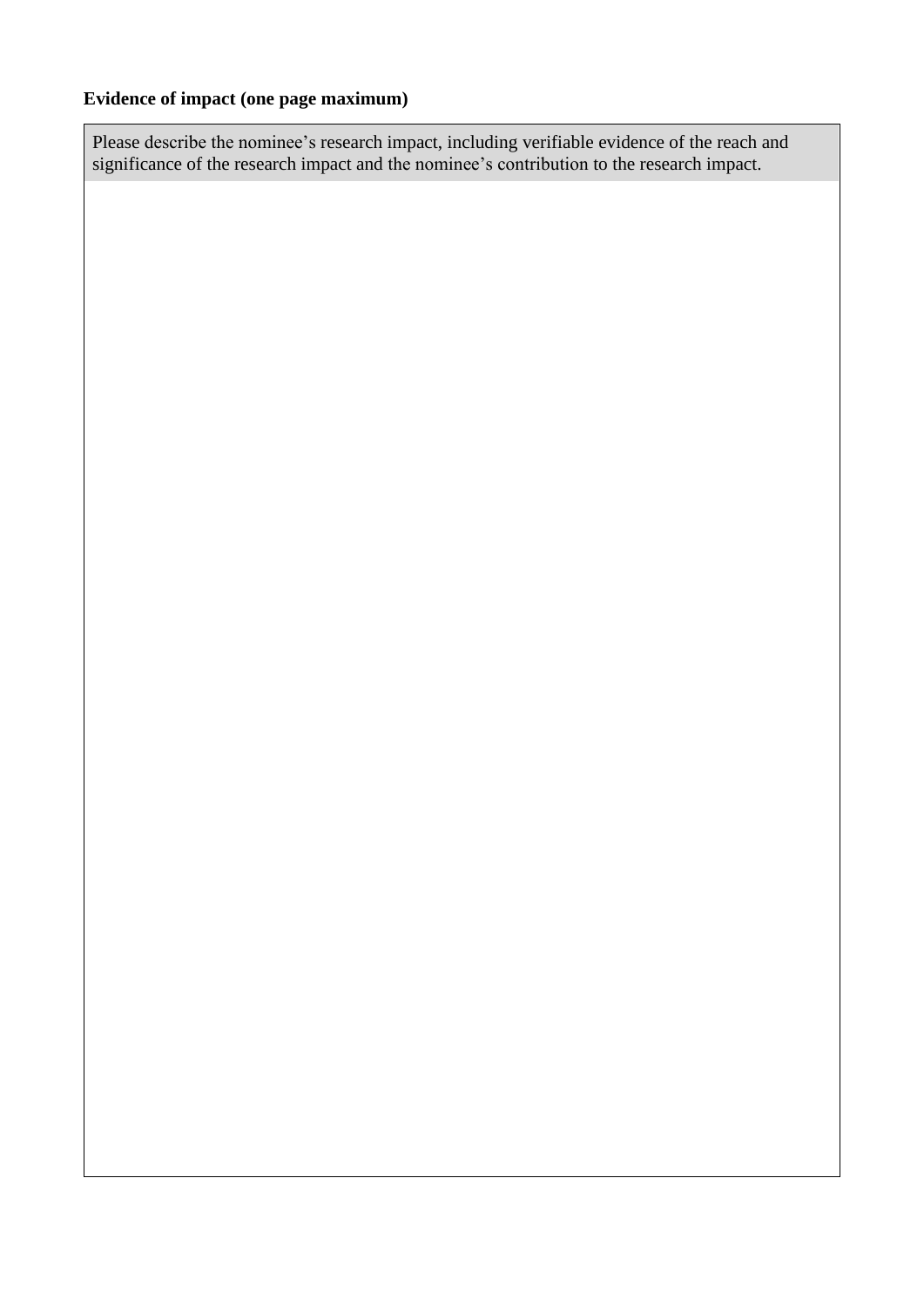**Evidence of impact (one page maximum)**

| |
|---|
| Please describe the nominee's research impact, including verifiable evidence of the reach and significance of the research impact and the nominee's contribution to the research impact. |
| |